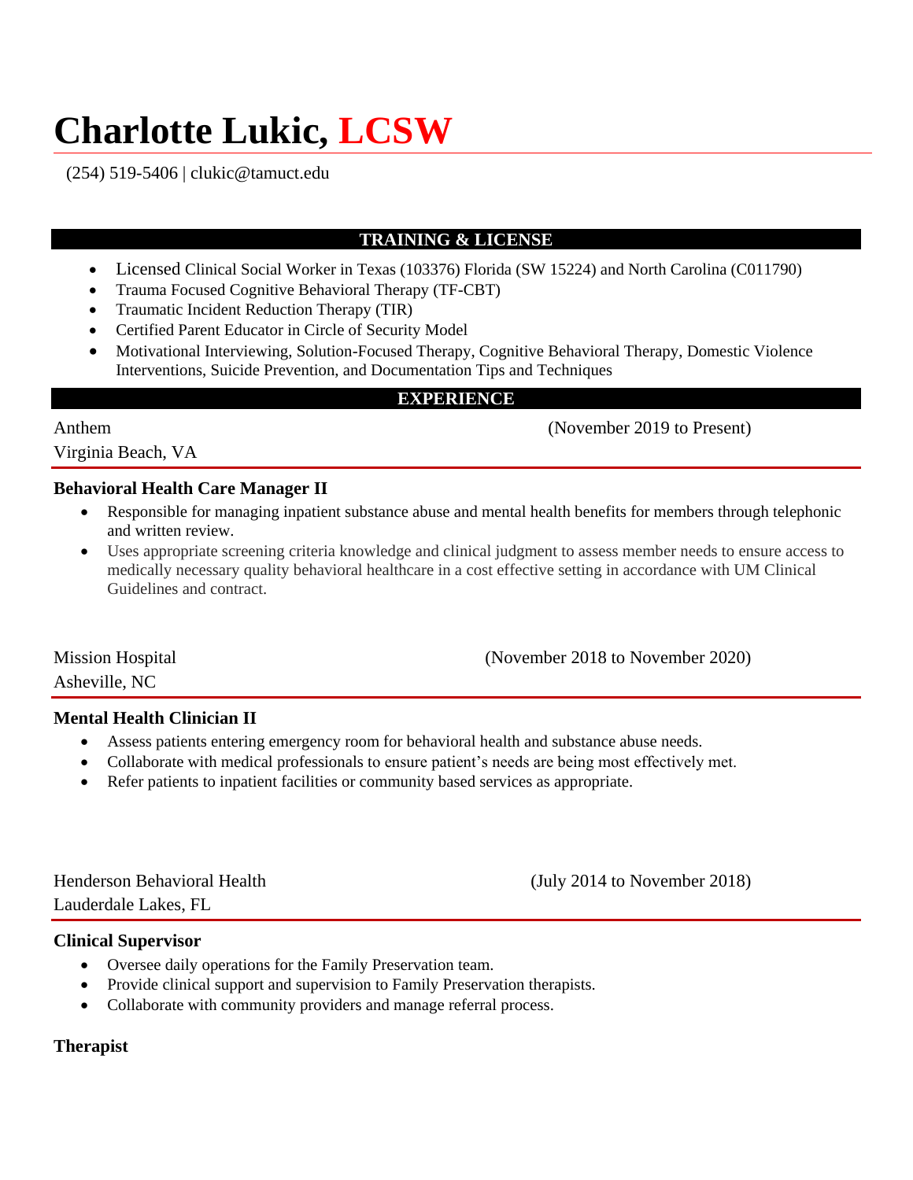# Charlotte Lukic, LCSW

(254) 519-5406 | clukic@tamuct.edu

## TRAINING & LICENSE

- Licensed Clinical Social Worker in Texas (103376) Florida (SW 15224) and North Carolina (C011790)
- Trauma Focused Cognitive Behavioral Therapy (TF-CBT)
- Traumatic Incident Reduction Therapy (TIR)
- Certified Parent Educator in Circle of Security Model
- Motivational Interviewing, Solution-Focused Therapy, Cognitive Behavioral Therapy, Domestic Violence Interventions, Suicide Prevention, and Documentation Tips and Techniques

## EXPERIENCE

Anthem (November 2019 to Present)
Virginia Beach, VA

**Behavioral Health Care Manager II**

- Responsible for managing inpatient substance abuse and mental health benefits for members through telephonic and written review.
- Uses appropriate screening criteria knowledge and clinical judgment to assess member needs to ensure access to medically necessary quality behavioral healthcare in a cost effective setting in accordance with UM Clinical Guidelines and contract.

Mission Hospital (November 2018 to November 2020)
Asheville, NC

**Mental Health Clinician II**

- Assess patients entering emergency room for behavioral health and substance abuse needs.
- Collaborate with medical professionals to ensure patient's needs are being most effectively met.
- Refer patients to inpatient facilities or community based services as appropriate.

Henderson Behavioral Health (July 2014 to November 2018)
Lauderdale Lakes, FL

**Clinical Supervisor**

- Oversee daily operations for the Family Preservation team.
- Provide clinical support and supervision to Family Preservation therapists.
- Collaborate with community providers and manage referral process.

**Therapist**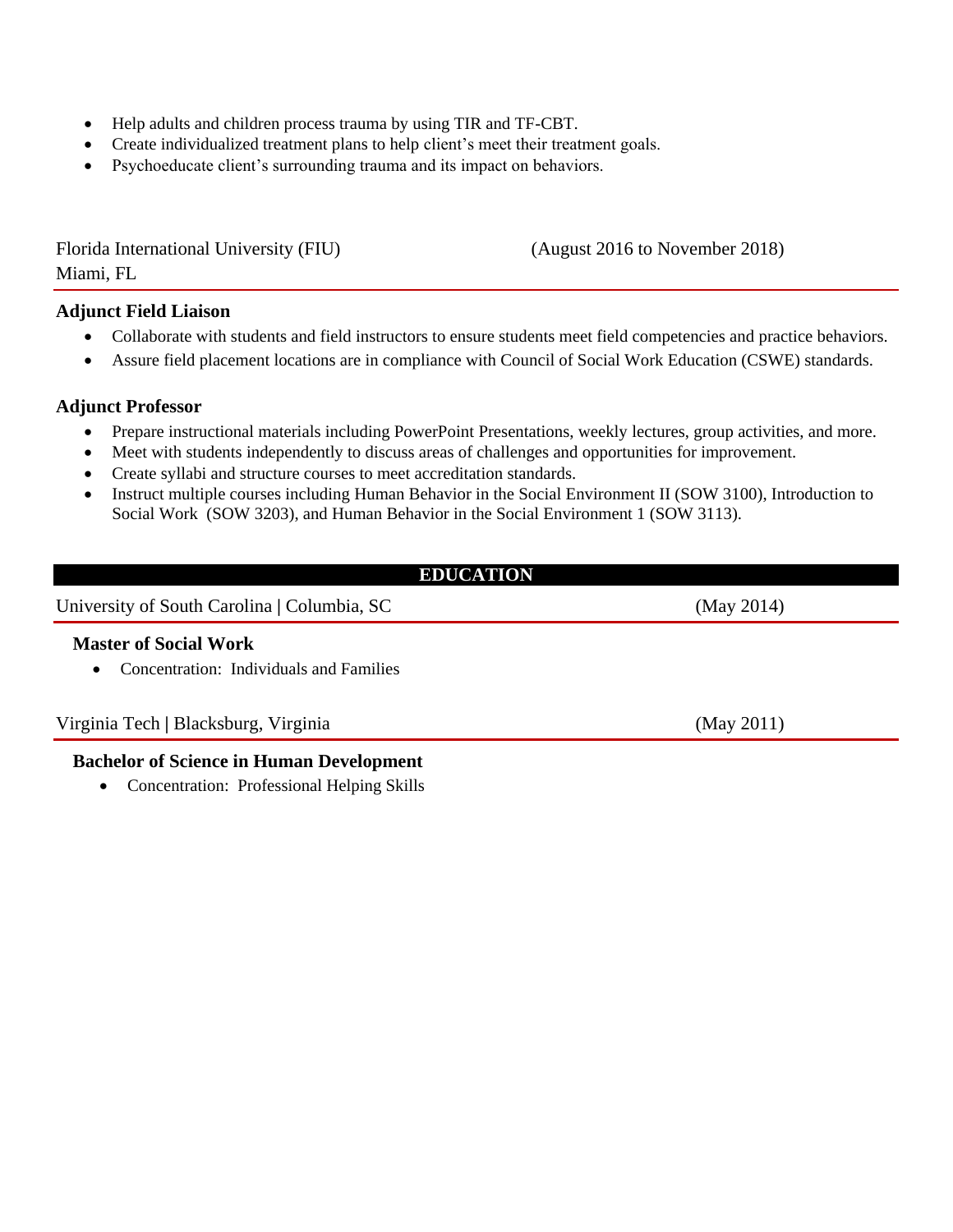- Help adults and children process trauma by using TIR and TF-CBT.
- Create individualized treatment plans to help client's meet their treatment goals.
- Psychoeducate client's surrounding trauma and its impact on behaviors.

Florida International University (FIU) (August 2016 to November 2018)
Miami, FL

**Adjunct Field Liaison**

- Collaborate with students and field instructors to ensure students meet field competencies and practice behaviors.
- Assure field placement locations are in compliance with Council of Social Work Education (CSWE) standards.

**Adjunct Professor**

- Prepare instructional materials including PowerPoint Presentations, weekly lectures, group activities, and more.
- Meet with students independently to discuss areas of challenges and opportunities for improvement.
- Create syllabi and structure courses to meet accreditation standards.
- Instruct multiple courses including Human Behavior in the Social Environment II (SOW 3100), Introduction to Social Work (SOW 3203), and Human Behavior in the Social Environment 1 (SOW 3113).

## EDUCATION

University of South Carolina | Columbia, SC (May 2014)

**Master of Social Work**

- Concentration: Individuals and Families

Virginia Tech | Blacksburg, Virginia (May 2011)

**Bachelor of Science in Human Development**

- Concentration: Professional Helping Skills